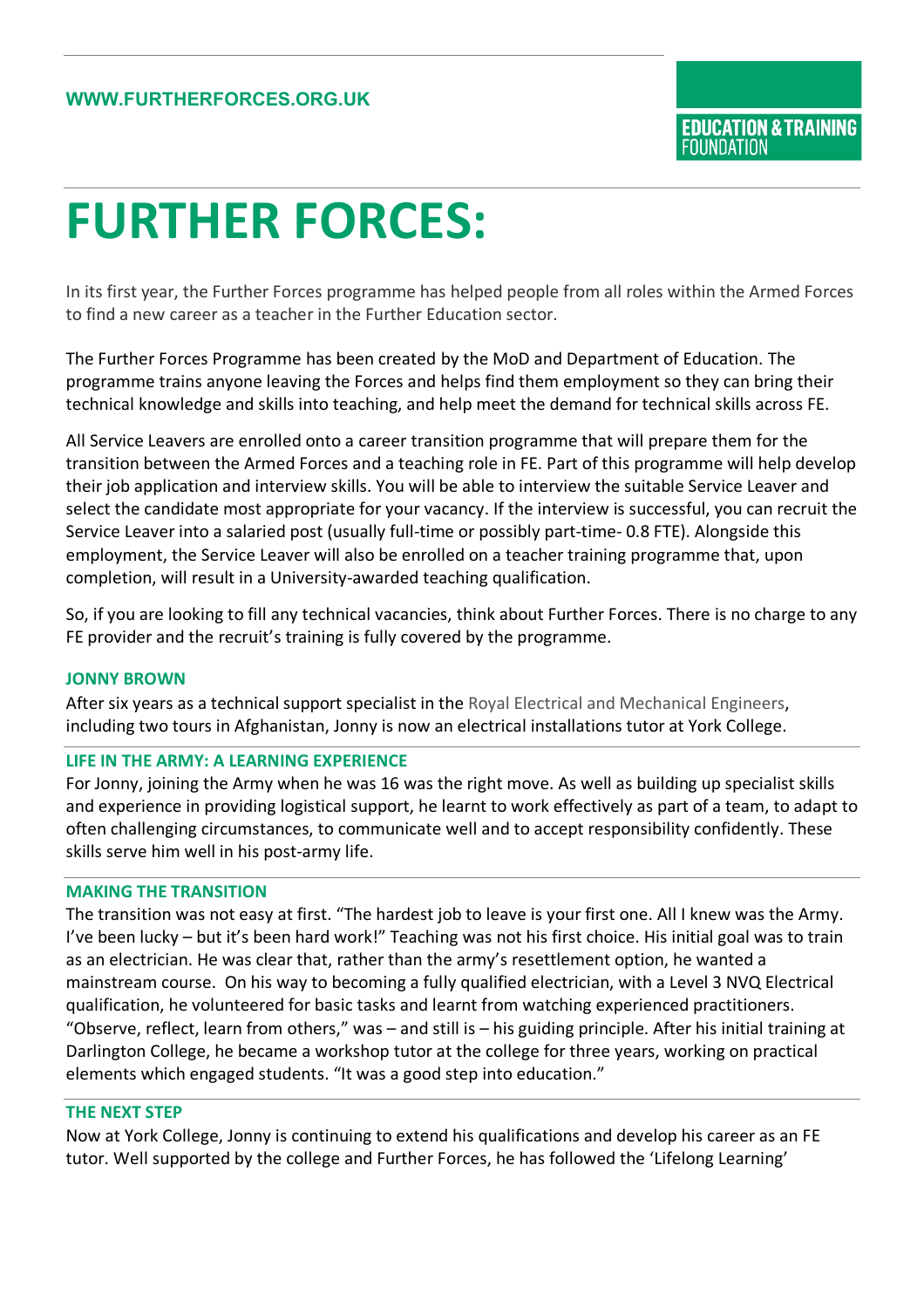WWW.FURTHERFORCES.ORG.UK

EDUCATION & TRAINING FOUNDATION

# FURTHER FORCES:

In its first year, the Further Forces programme has helped people from all roles within the Armed Forces to find a new career as a teacher in the Further Education sector.

The Further Forces Programme has been created by the MoD and Department of Education. The programme trains anyone leaving the Forces and helps find them employment so they can bring their technical knowledge and skills into teaching, and help meet the demand for technical skills across FE.

All Service Leavers are enrolled onto a career transition programme that will prepare them for the transition between the Armed Forces and a teaching role in FE. Part of this programme will help develop their job application and interview skills. You will be able to interview the suitable Service Leaver and select the candidate most appropriate for your vacancy. If the interview is successful, you can recruit the Service Leaver into a salaried post (usually full-time or possibly part-time- 0.8 FTE). Alongside this employment, the Service Leaver will also be enrolled on a teacher training programme that, upon completion, will result in a University-awarded teaching qualification.

So, if you are looking to fill any technical vacancies, think about Further Forces. There is no charge to any FE provider and the recruit's training is fully covered by the programme.

### JONNY BROWN

After six years as a technical support specialist in the Royal Electrical and Mechanical Engineers, including two tours in Afghanistan, Jonny is now an electrical installations tutor at York College.

### LIFE IN THE ARMY: A LEARNING EXPERIENCE

For Jonny, joining the Army when he was 16 was the right move. As well as building up specialist skills and experience in providing logistical support, he learnt to work effectively as part of a team, to adapt to often challenging circumstances, to communicate well and to accept responsibility confidently. These skills serve him well in his post-army life.

### MAKING THE TRANSITION

The transition was not easy at first. "The hardest job to leave is your first one. All I knew was the Army. I've been lucky – but it's been hard work!" Teaching was not his first choice. His initial goal was to train as an electrician. He was clear that, rather than the army's resettlement option, he wanted a mainstream course. On his way to becoming a fully qualified electrician, with a Level 3 NVQ Electrical qualification, he volunteered for basic tasks and learnt from watching experienced practitioners. "Observe, reflect, learn from others," was – and still is – his guiding principle. After his initial training at Darlington College, he became a workshop tutor at the college for three years, working on practical elements which engaged students. "It was a good step into education."

### THE NEXT STEP

Now at York College, Jonny is continuing to extend his qualifications and develop his career as an FE tutor. Well supported by the college and Further Forces, he has followed the 'Lifelong Learning'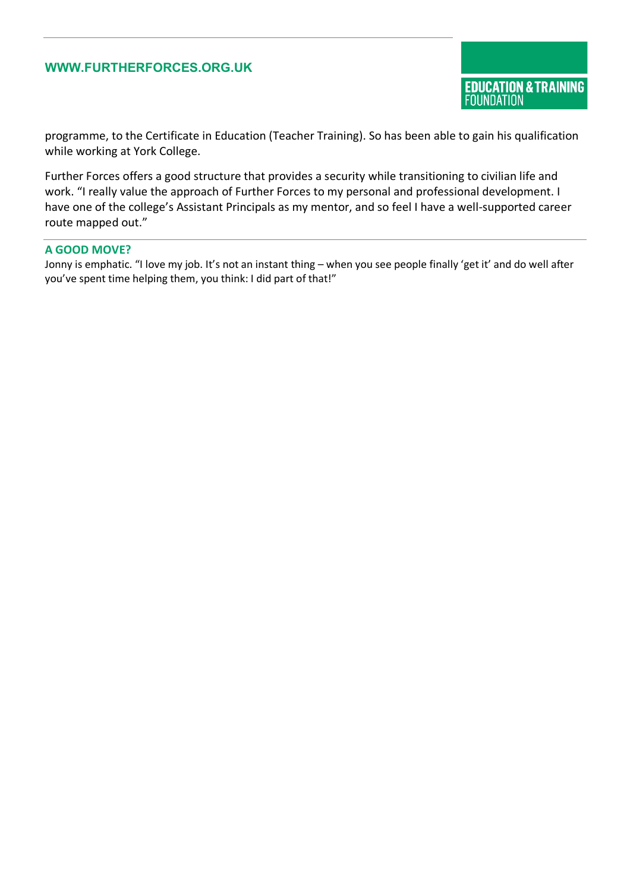programme, to the Certificate in Education (Teacher Training). So has been able to gain his qualification while working at York College.

Further Forces offers a good structure that provides a security while transitioning to civilian life and work. “I really value the approach of Further Forces to my personal and professional development. I have one of the college’s Assistant Principals as my mentor, and so feel I have a well-supported career route mapped out.”

### A GOOD MOVE?

Jonny is emphatic. “I love my job. It’s not an instant thing – when you see people finally ‘get it’ and do well after you’ve spent time helping them, you think: I did part of that!”